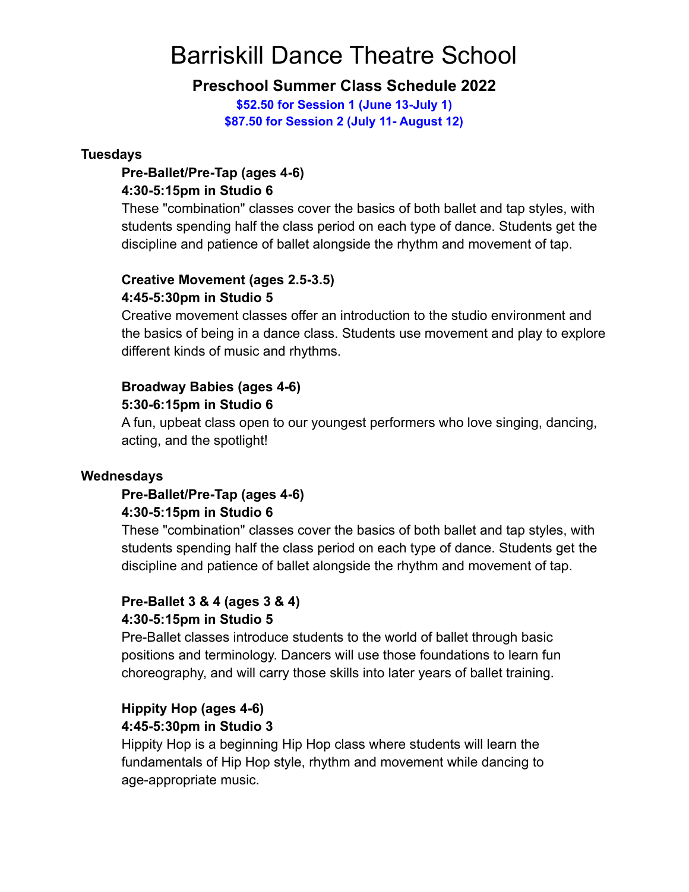# Barriskill Dance Theatre School

## Preschool Summer Class Schedule 2022

**$52.50 for Session 1 (June 13-July 1)**
**$87.50 for Session 2 (July 11- August 12)**

**Tuesdays**

**Pre-Ballet/Pre-Tap (ages 4-6)**
**4:30-5:15pm in Studio 6**
These "combination" classes cover the basics of both ballet and tap styles, with students spending half the class period on each type of dance. Students get the discipline and patience of ballet alongside the rhythm and movement of tap.

**Creative Movement (ages 2.5-3.5)**
**4:45-5:30pm in Studio 5**
Creative movement classes offer an introduction to the studio environment and the basics of being in a dance class. Students use movement and play to explore different kinds of music and rhythms.

**Broadway Babies (ages 4-6)**
**5:30-6:15pm in Studio 6**
A fun, upbeat class open to our youngest performers who love singing, dancing, acting, and the spotlight!

**Wednesdays**

**Pre-Ballet/Pre-Tap (ages 4-6)**
**4:30-5:15pm in Studio 6**
These "combination" classes cover the basics of both ballet and tap styles, with students spending half the class period on each type of dance. Students get the discipline and patience of ballet alongside the rhythm and movement of tap.

**Pre-Ballet 3 & 4 (ages 3 & 4)**
**4:30-5:15pm in Studio 5**
Pre-Ballet classes introduce students to the world of ballet through basic positions and terminology. Dancers will use those foundations to learn fun choreography, and will carry those skills into later years of ballet training.

**Hippity Hop (ages 4-6)**
**4:45-5:30pm in Studio 3**
Hippity Hop is a beginning Hip Hop class where students will learn the fundamentals of Hip Hop style, rhythm and movement while dancing to age-appropriate music.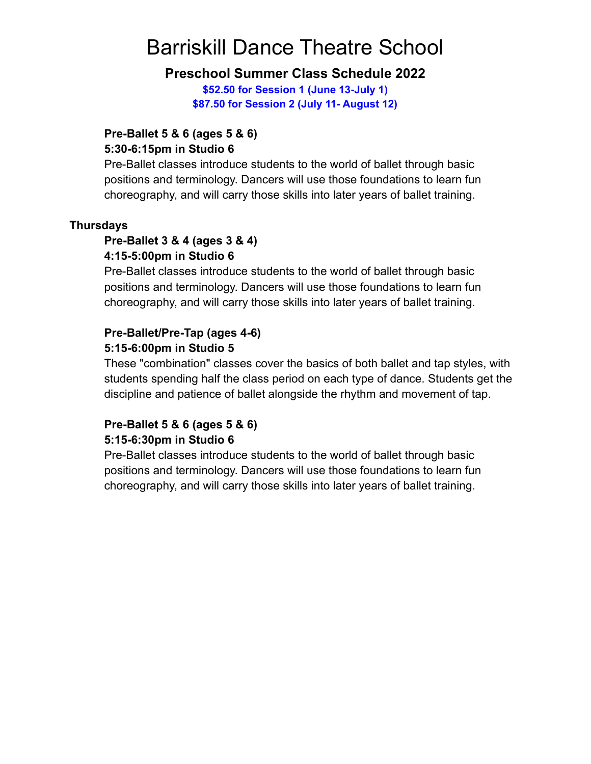# Barriskill Dance Theatre School

## Preschool Summer Class Schedule 2022

**$52.50 for Session 1 (June 13-July 1)**
**$87.50 for Session 2 (July 11- August 12)**

**Pre-Ballet 5 & 6 (ages 5 & 6)**
**5:30-6:15pm in Studio 6**
Pre-Ballet classes introduce students to the world of ballet through basic positions and terminology. Dancers will use those foundations to learn fun choreography, and will carry those skills into later years of ballet training.

**Thursdays**

**Pre-Ballet 3 & 4 (ages 3 & 4)**
**4:15-5:00pm in Studio 6**
Pre-Ballet classes introduce students to the world of ballet through basic positions and terminology. Dancers will use those foundations to learn fun choreography, and will carry those skills into later years of ballet training.

**Pre-Ballet/Pre-Tap (ages 4-6)**
**5:15-6:00pm in Studio 5**
These "combination" classes cover the basics of both ballet and tap styles, with students spending half the class period on each type of dance. Students get the discipline and patience of ballet alongside the rhythm and movement of tap.

**Pre-Ballet 5 & 6 (ages 5 & 6)**
**5:15-6:30pm in Studio 6**
Pre-Ballet classes introduce students to the world of ballet through basic positions and terminology. Dancers will use those foundations to learn fun choreography, and will carry those skills into later years of ballet training.